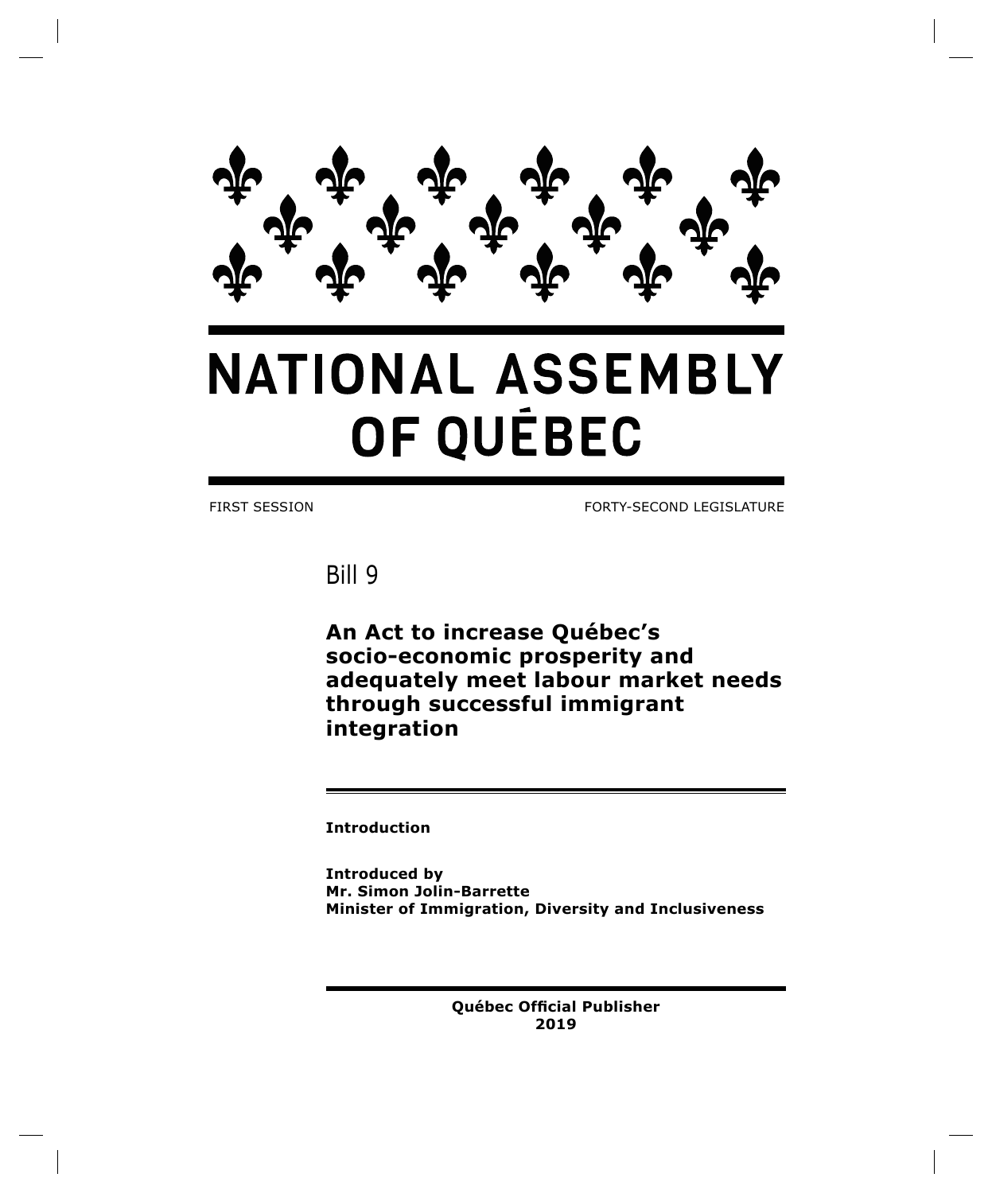# NATIONAL ASSEMBLY OF QUÉBEC

FIRST SESSION FORTY-SECOND LEGISLATURE

## Bill 9

**An Act to increase Québec's socio-economic prosperity and adequately meet labour market needs through successful immigrant integration**

**Introduction**

**Introduced by**
**Mr. Simon Jolin-Barrette**
**Minister of Immigration, Diversity and Inclusiveness**

**Québec Official Publisher**
**2019**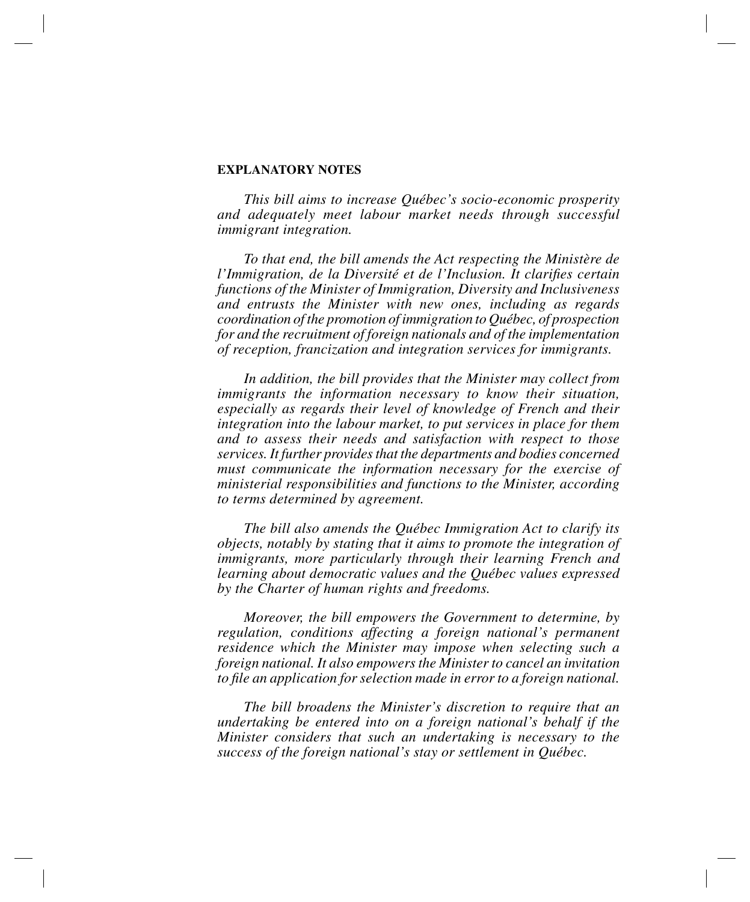**EXPLANATORY NOTES**

*This bill aims to increase Québec's socio-economic prosperity and adequately meet labour market needs through successful immigrant integration.*

*To that end, the bill amends the Act respecting the Ministère de l'Immigration, de la Diversité et de l'Inclusion. It clarifies certain functions of the Minister of Immigration, Diversity and Inclusiveness and entrusts the Minister with new ones, including as regards coordination of the promotion of immigration to Québec, of prospection for and the recruitment of foreign nationals and of the implementation of reception, francization and integration services for immigrants.*

*In addition, the bill provides that the Minister may collect from immigrants the information necessary to know their situation, especially as regards their level of knowledge of French and their integration into the labour market, to put services in place for them and to assess their needs and satisfaction with respect to those services. It further provides that the departments and bodies concerned must communicate the information necessary for the exercise of ministerial responsibilities and functions to the Minister, according to terms determined by agreement.*

*The bill also amends the Québec Immigration Act to clarify its objects, notably by stating that it aims to promote the integration of immigrants, more particularly through their learning French and learning about democratic values and the Québec values expressed by the Charter of human rights and freedoms.*

*Moreover, the bill empowers the Government to determine, by regulation, conditions affecting a foreign national's permanent residence which the Minister may impose when selecting such a foreign national. It also empowers the Minister to cancel an invitation to file an application for selection made in error to a foreign national.*

*The bill broadens the Minister's discretion to require that an undertaking be entered into on a foreign national's behalf if the Minister considers that such an undertaking is necessary to the success of the foreign national's stay or settlement in Québec.*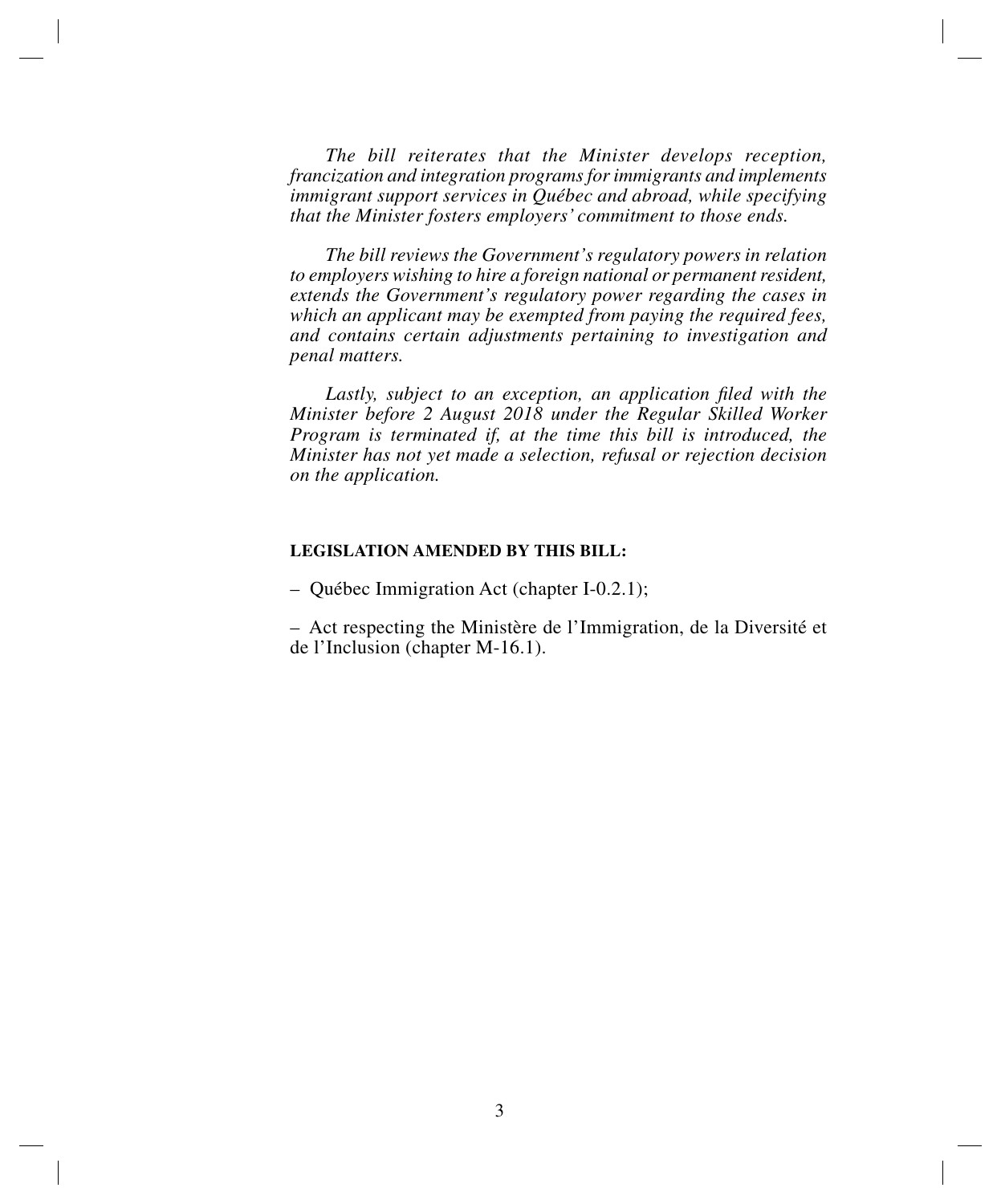*The bill reiterates that the Minister develops reception, francization and integration programs for immigrants and implements immigrant support services in Québec and abroad, while specifying that the Minister fosters employers' commitment to those ends.*

*The bill reviews the Government's regulatory powers in relation to employers wishing to hire a foreign national or permanent resident, extends the Government's regulatory power regarding the cases in which an applicant may be exempted from paying the required fees, and contains certain adjustments pertaining to investigation and penal matters.*

*Lastly, subject to an exception, an application filed with the Minister before 2 August 2018 under the Regular Skilled Worker Program is terminated if, at the time this bill is introduced, the Minister has not yet made a selection, refusal or rejection decision on the application.*

**LEGISLATION AMENDED BY THIS BILL:**

– Québec Immigration Act (chapter I-0.2.1);

– Act respecting the Ministère de l'Immigration, de la Diversité et de l'Inclusion (chapter M-16.1).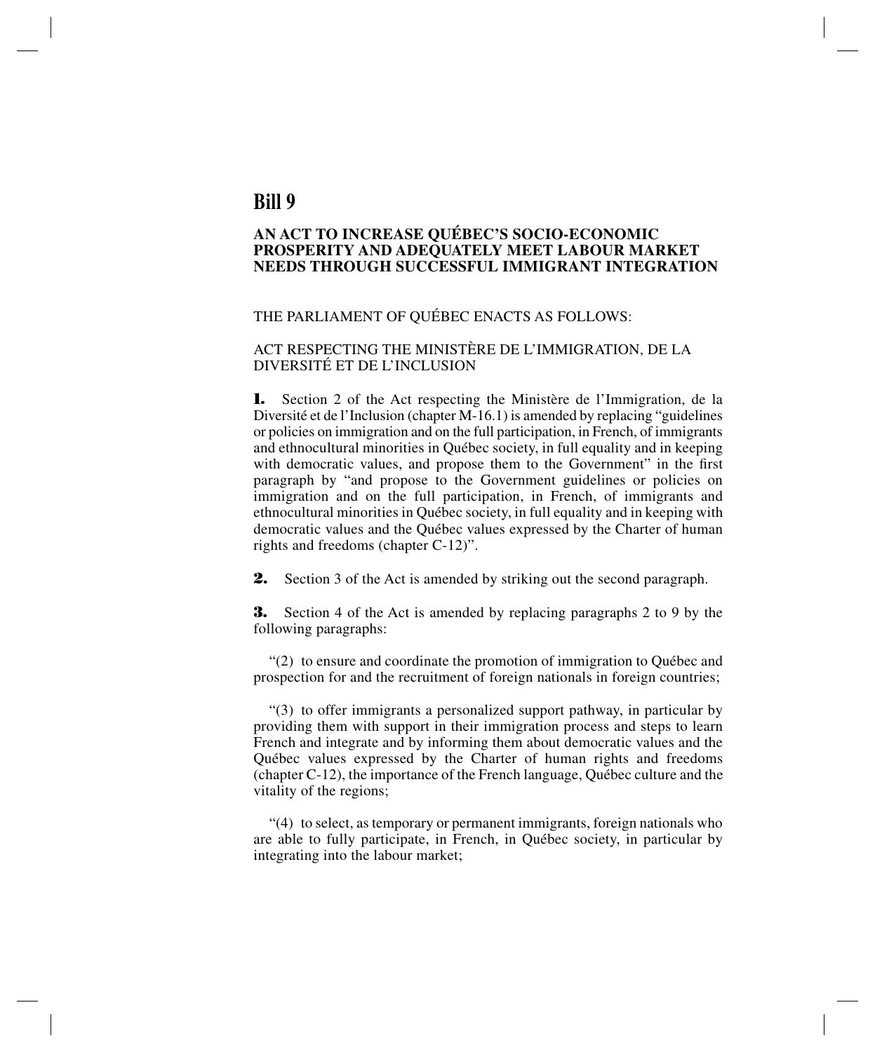# Bill 9

## AN ACT TO INCREASE QUÉBEC'S SOCIO-ECONOMIC PROSPERITY AND ADEQUATELY MEET LABOUR MARKET NEEDS THROUGH SUCCESSFUL IMMIGRANT INTEGRATION

THE PARLIAMENT OF QUÉBEC ENACTS AS FOLLOWS:

ACT RESPECTING THE MINISTÈRE DE L'IMMIGRATION, DE LA DIVERSITÉ ET DE L'INCLUSION

**1.** Section 2 of the Act respecting the Ministère de l'Immigration, de la Diversité et de l'Inclusion (chapter M-16.1) is amended by replacing "guidelines or policies on immigration and on the full participation, in French, of immigrants and ethnocultural minorities in Québec society, in full equality and in keeping with democratic values, and propose them to the Government" in the first paragraph by "and propose to the Government guidelines or policies on immigration and on the full participation, in French, of immigrants and ethnocultural minorities in Québec society, in full equality and in keeping with democratic values and the Québec values expressed by the Charter of human rights and freedoms (chapter C-12)".

**2.** Section 3 of the Act is amended by striking out the second paragraph.

**3.** Section 4 of the Act is amended by replacing paragraphs 2 to 9 by the following paragraphs:

"(2) to ensure and coordinate the promotion of immigration to Québec and prospection for and the recruitment of foreign nationals in foreign countries;

"(3) to offer immigrants a personalized support pathway, in particular by providing them with support in their immigration process and steps to learn French and integrate and by informing them about democratic values and the Québec values expressed by the Charter of human rights and freedoms (chapter C-12), the importance of the French language, Québec culture and the vitality of the regions;

"(4) to select, as temporary or permanent immigrants, foreign nationals who are able to fully participate, in French, in Québec society, in particular by integrating into the labour market;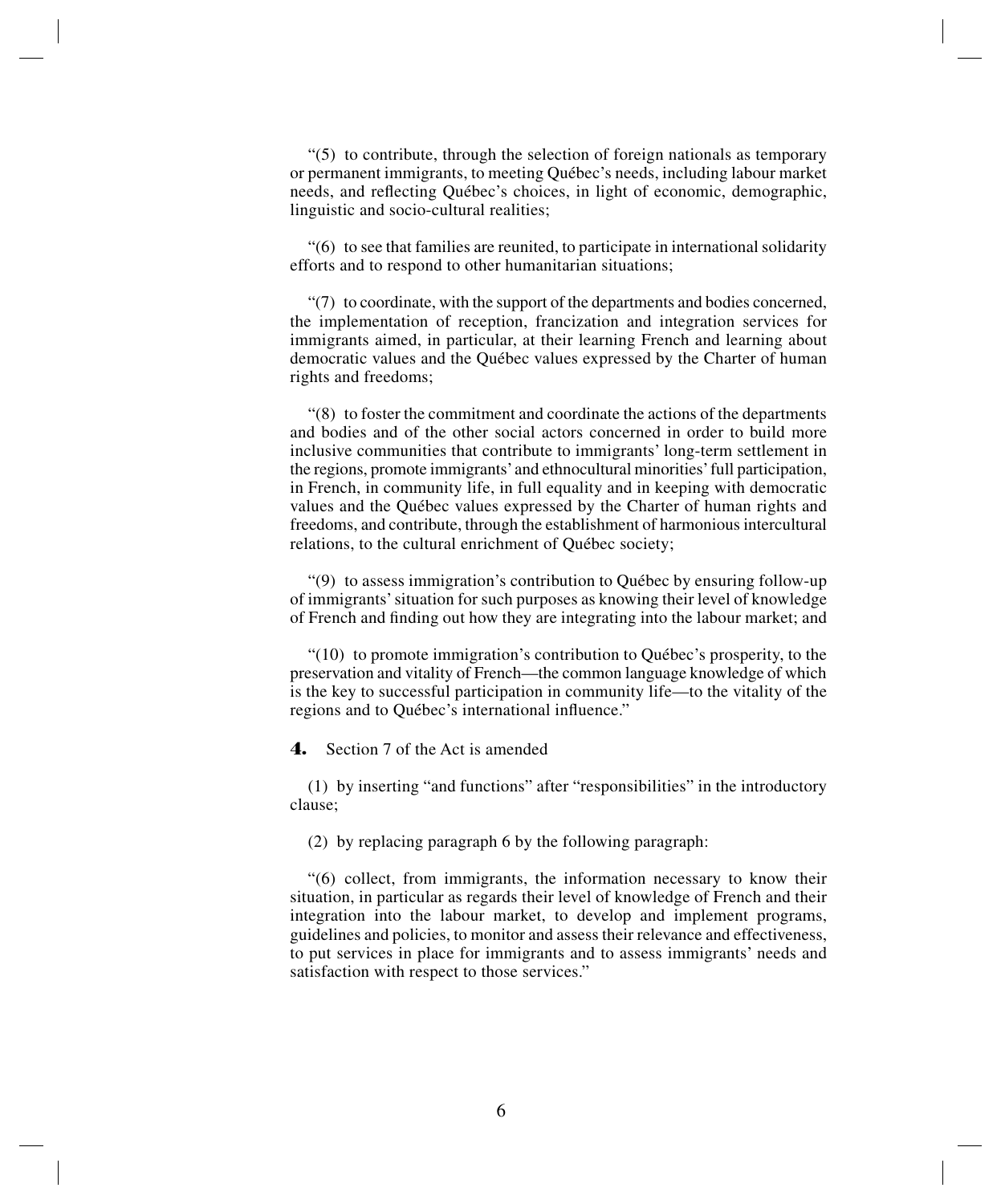"(5) to contribute, through the selection of foreign nationals as temporary or permanent immigrants, to meeting Québec's needs, including labour market needs, and reflecting Québec's choices, in light of economic, demographic, linguistic and socio-cultural realities;

"(6) to see that families are reunited, to participate in international solidarity efforts and to respond to other humanitarian situations;

"(7) to coordinate, with the support of the departments and bodies concerned, the implementation of reception, francization and integration services for immigrants aimed, in particular, at their learning French and learning about democratic values and the Québec values expressed by the Charter of human rights and freedoms;

"(8) to foster the commitment and coordinate the actions of the departments and bodies and of the other social actors concerned in order to build more inclusive communities that contribute to immigrants' long-term settlement in the regions, promote immigrants' and ethnocultural minorities' full participation, in French, in community life, in full equality and in keeping with democratic values and the Québec values expressed by the Charter of human rights and freedoms, and contribute, through the establishment of harmonious intercultural relations, to the cultural enrichment of Québec society;

"(9) to assess immigration's contribution to Québec by ensuring follow-up of immigrants' situation for such purposes as knowing their level of knowledge of French and finding out how they are integrating into the labour market; and

"(10) to promote immigration's contribution to Québec's prosperity, to the preservation and vitality of French—the common language knowledge of which is the key to successful participation in community life—to the vitality of the regions and to Québec's international influence."

**4.** Section 7 of the Act is amended

(1) by inserting "and functions" after "responsibilities" in the introductory clause;

(2) by replacing paragraph 6 by the following paragraph:

"(6) collect, from immigrants, the information necessary to know their situation, in particular as regards their level of knowledge of French and their integration into the labour market, to develop and implement programs, guidelines and policies, to monitor and assess their relevance and effectiveness, to put services in place for immigrants and to assess immigrants' needs and satisfaction with respect to those services."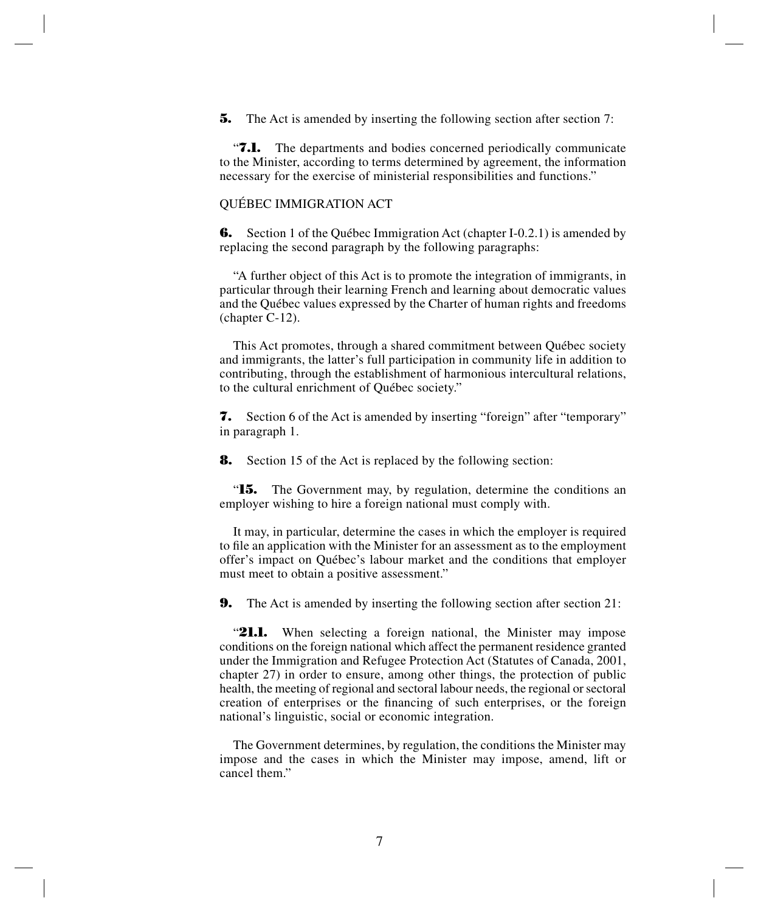**5.** The Act is amended by inserting the following section after section 7:

"**7.1.** The departments and bodies concerned periodically communicate to the Minister, according to terms determined by agreement, the information necessary for the exercise of ministerial responsibilities and functions."

QUÉBEC IMMIGRATION ACT

**6.** Section 1 of the Québec Immigration Act (chapter I-0.2.1) is amended by replacing the second paragraph by the following paragraphs:

"A further object of this Act is to promote the integration of immigrants, in particular through their learning French and learning about democratic values and the Québec values expressed by the Charter of human rights and freedoms (chapter C-12).

This Act promotes, through a shared commitment between Québec society and immigrants, the latter's full participation in community life in addition to contributing, through the establishment of harmonious intercultural relations, to the cultural enrichment of Québec society."

**7.** Section 6 of the Act is amended by inserting "foreign" after "temporary" in paragraph 1.

**8.** Section 15 of the Act is replaced by the following section:

"**15.** The Government may, by regulation, determine the conditions an employer wishing to hire a foreign national must comply with.

It may, in particular, determine the cases in which the employer is required to file an application with the Minister for an assessment as to the employment offer's impact on Québec's labour market and the conditions that employer must meet to obtain a positive assessment."

**9.** The Act is amended by inserting the following section after section 21:

"**21.1.** When selecting a foreign national, the Minister may impose conditions on the foreign national which affect the permanent residence granted under the Immigration and Refugee Protection Act (Statutes of Canada, 2001, chapter 27) in order to ensure, among other things, the protection of public health, the meeting of regional and sectoral labour needs, the regional or sectoral creation of enterprises or the financing of such enterprises, or the foreign national's linguistic, social or economic integration.

The Government determines, by regulation, the conditions the Minister may impose and the cases in which the Minister may impose, amend, lift or cancel them."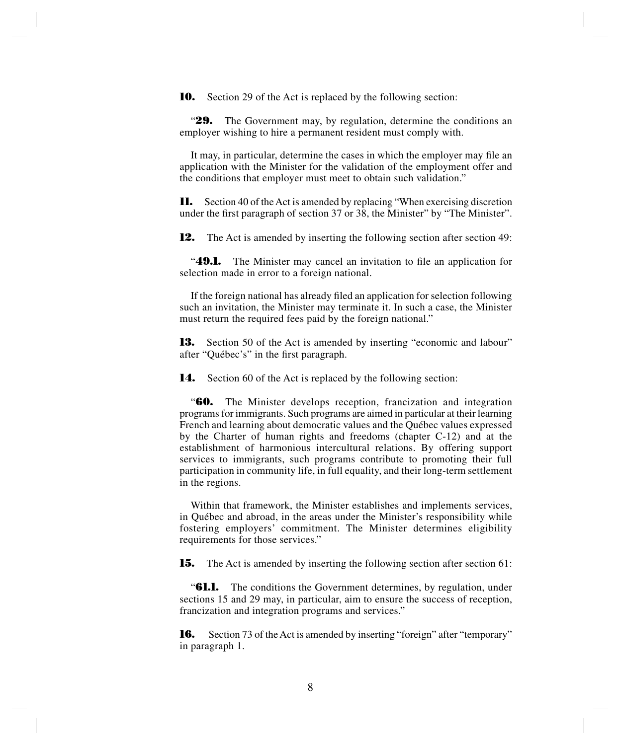**10.** Section 29 of the Act is replaced by the following section:

"**29.** The Government may, by regulation, determine the conditions an employer wishing to hire a permanent resident must comply with.

It may, in particular, determine the cases in which the employer may file an application with the Minister for the validation of the employment offer and the conditions that employer must meet to obtain such validation."

**11.** Section 40 of the Act is amended by replacing "When exercising discretion under the first paragraph of section 37 or 38, the Minister" by "The Minister".

**12.** The Act is amended by inserting the following section after section 49:

"**49.1.** The Minister may cancel an invitation to file an application for selection made in error to a foreign national.

If the foreign national has already filed an application for selection following such an invitation, the Minister may terminate it. In such a case, the Minister must return the required fees paid by the foreign national."

**13.** Section 50 of the Act is amended by inserting "economic and labour" after "Québec's" in the first paragraph.

**14.** Section 60 of the Act is replaced by the following section:

"**60.** The Minister develops reception, francization and integration programs for immigrants. Such programs are aimed in particular at their learning French and learning about democratic values and the Québec values expressed by the Charter of human rights and freedoms (chapter C-12) and at the establishment of harmonious intercultural relations. By offering support services to immigrants, such programs contribute to promoting their full participation in community life, in full equality, and their long-term settlement in the regions.

Within that framework, the Minister establishes and implements services, in Québec and abroad, in the areas under the Minister's responsibility while fostering employers' commitment. The Minister determines eligibility requirements for those services."

**15.** The Act is amended by inserting the following section after section 61:

"**61.1.** The conditions the Government determines, by regulation, under sections 15 and 29 may, in particular, aim to ensure the success of reception, francization and integration programs and services."

**16.** Section 73 of the Act is amended by inserting "foreign" after "temporary" in paragraph 1.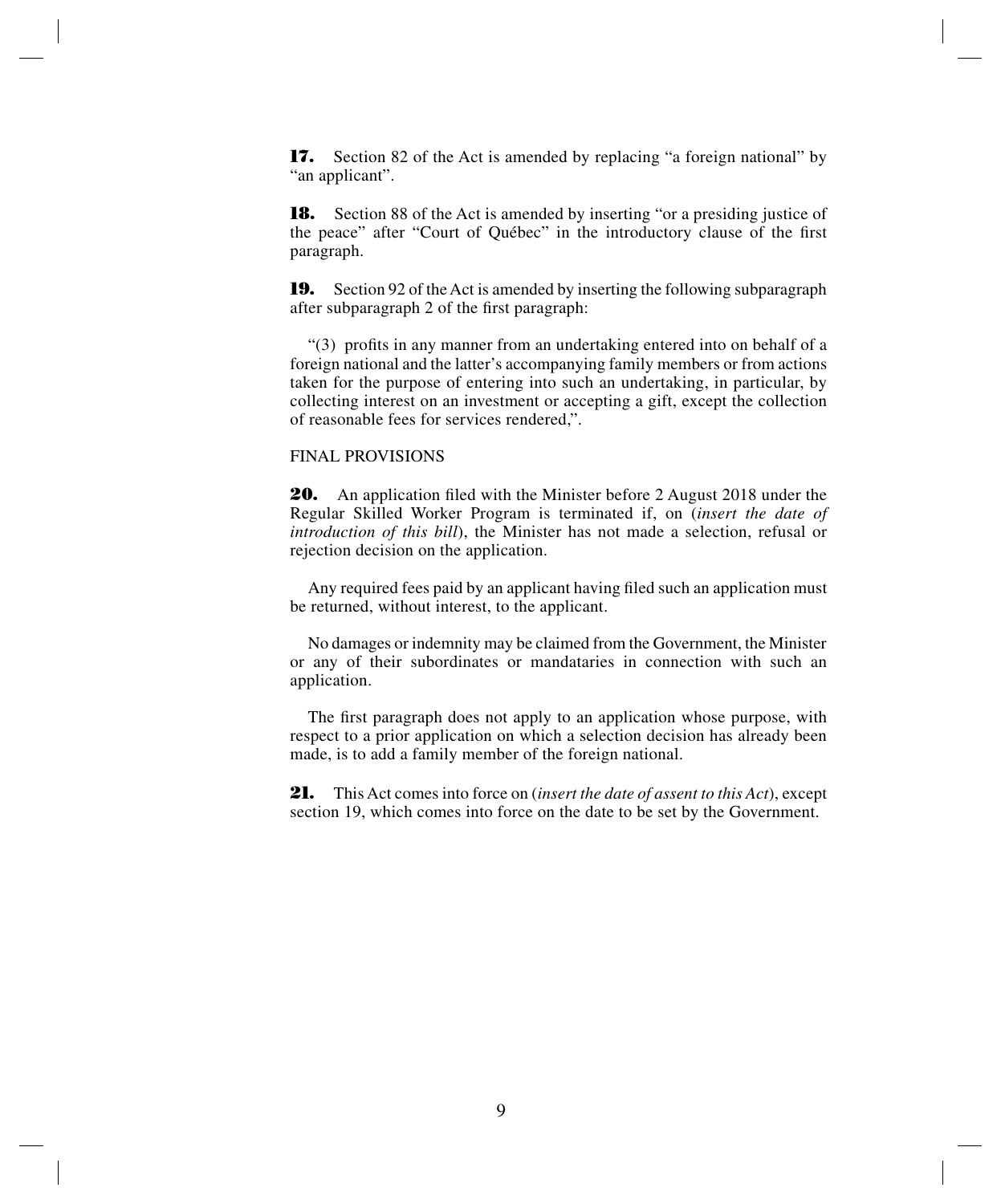**17.** Section 82 of the Act is amended by replacing "a foreign national" by "an applicant".

**18.** Section 88 of the Act is amended by inserting "or a presiding justice of the peace" after "Court of Québec" in the introductory clause of the first paragraph.

**19.** Section 92 of the Act is amended by inserting the following subparagraph after subparagraph 2 of the first paragraph:

"(3) profits in any manner from an undertaking entered into on behalf of a foreign national and the latter's accompanying family members or from actions taken for the purpose of entering into such an undertaking, in particular, by collecting interest on an investment or accepting a gift, except the collection of reasonable fees for services rendered,".

FINAL PROVISIONS

**20.** An application filed with the Minister before 2 August 2018 under the Regular Skilled Worker Program is terminated if, on (*insert the date of introduction of this bill*), the Minister has not made a selection, refusal or rejection decision on the application.

Any required fees paid by an applicant having filed such an application must be returned, without interest, to the applicant.

No damages or indemnity may be claimed from the Government, the Minister or any of their subordinates or mandataries in connection with such an application.

The first paragraph does not apply to an application whose purpose, with respect to a prior application on which a selection decision has already been made, is to add a family member of the foreign national.

**21.** This Act comes into force on (*insert the date of assent to this Act*), except section 19, which comes into force on the date to be set by the Government.